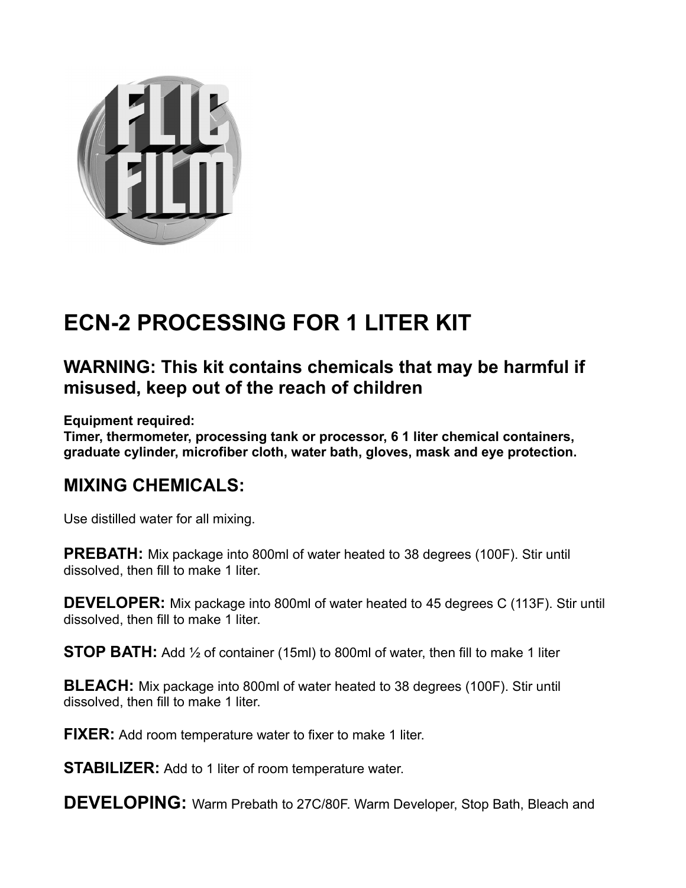# ECN-2 PROCESSING FOR 1 LITER KIT

## WARNING: This kit contains chemicals that may be harmful if misused, keep out of the reach of children

**Equipment required:**
**Timer, thermometer, processing tank or processor, 6 1 liter chemical containers, graduate cylinder, microfiber cloth, water bath, gloves, mask and eye protection.**

## MIXING CHEMICALS:

Use distilled water for all mixing.

**PREBATH:** Mix package into 800ml of water heated to 38 degrees (100F). Stir until dissolved, then fill to make 1 liter.

**DEVELOPER:** Mix package into 800ml of water heated to 45 degrees C (113F). Stir until dissolved, then fill to make 1 liter.

**STOP BATH:** Add ½ of container (15ml) to 800ml of water, then fill to make 1 liter

**BLEACH:** Mix package into 800ml of water heated to 38 degrees (100F). Stir until dissolved, then fill to make 1 liter.

**FIXER:** Add room temperature water to fixer to make 1 liter.

**STABILIZER:** Add to 1 liter of room temperature water.

**DEVELOPING:** Warm Prebath to 27C/80F. Warm Developer, Stop Bath, Bleach and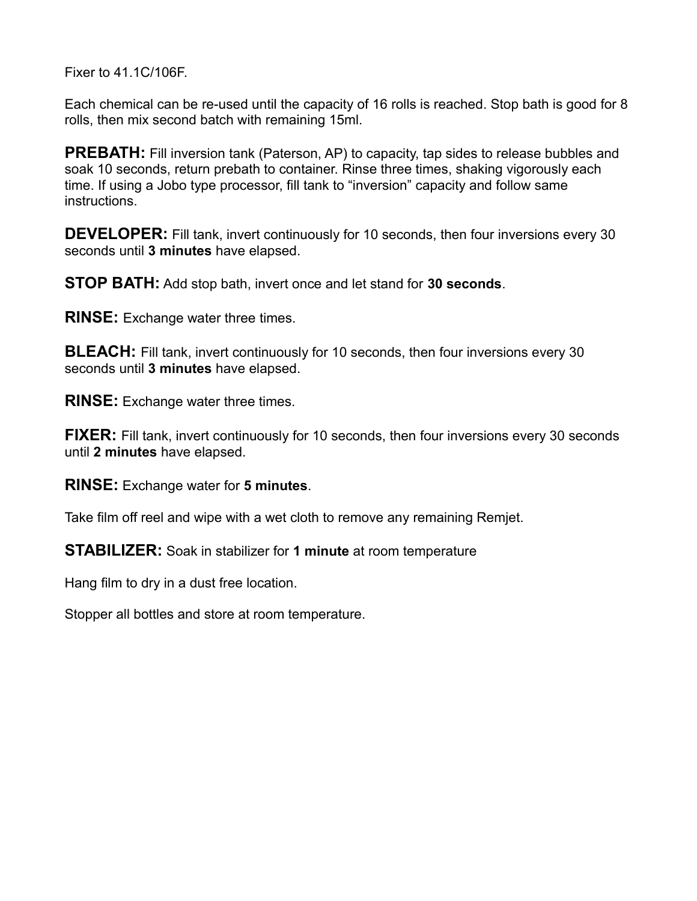Fixer to 41.1C/106F.

Each chemical can be re-used until the capacity of 16 rolls is reached. Stop bath is good for 8 rolls, then mix second batch with remaining 15ml.

**PREBATH:** Fill inversion tank (Paterson, AP) to capacity, tap sides to release bubbles and soak 10 seconds, return prebath to container. Rinse three times, shaking vigorously each time. If using a Jobo type processor, fill tank to "inversion" capacity and follow same instructions.

**DEVELOPER:** Fill tank, invert continuously for 10 seconds, then four inversions every 30 seconds until **3 minutes** have elapsed.

**STOP BATH:** Add stop bath, invert once and let stand for **30 seconds**.

**RINSE:** Exchange water three times.

**BLEACH:** Fill tank, invert continuously for 10 seconds, then four inversions every 30 seconds until **3 minutes** have elapsed.

**RINSE:** Exchange water three times.

**FIXER:** Fill tank, invert continuously for 10 seconds, then four inversions every 30 seconds until **2 minutes** have elapsed.

**RINSE:** Exchange water for **5 minutes**.

Take film off reel and wipe with a wet cloth to remove any remaining Remjet.

**STABILIZER:** Soak in stabilizer for **1 minute** at room temperature

Hang film to dry in a dust free location.

Stopper all bottles and store at room temperature.